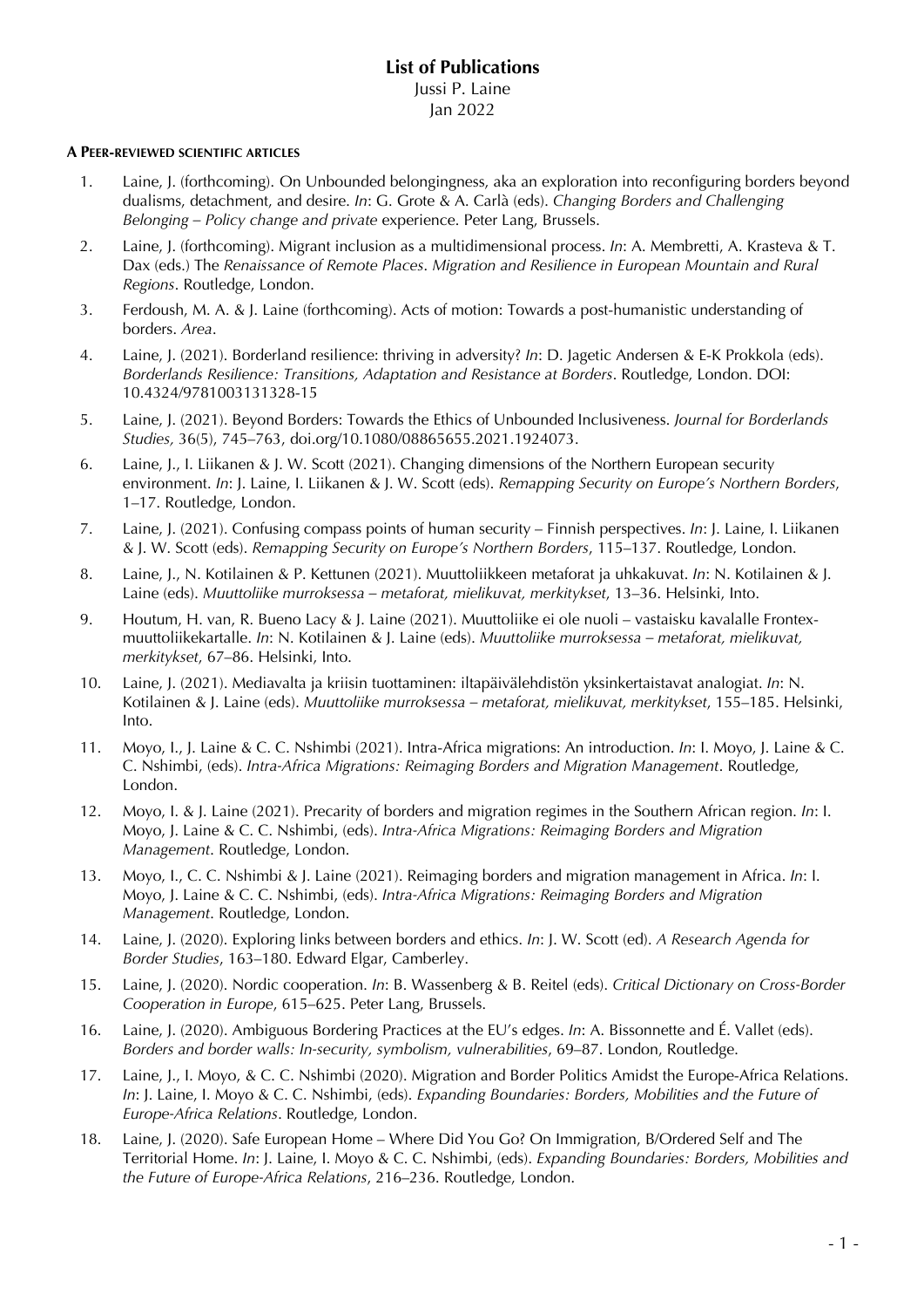## List of Publications

Jussi P. Laine

Jan 2022

### A Peer-reviewed scientific articles

1. Laine, J. (forthcoming). On Unbounded belongingness, aka an exploration into reconfiguring borders beyond dualisms, detachment, and desire. *In*: G. Grote & A. Carlà (eds). *Changing Borders and Challenging Belonging – Policy change and private* experience. Peter Lang, Brussels.
2. Laine, J. (forthcoming). Migrant inclusion as a multidimensional process. *In*: A. Membretti, A. Krasteva & T. Dax (eds.) The *Renaissance of Remote Places*. *Migration and Resilience in European Mountain and Rural Regions*. Routledge, London.
3. Ferdoush, M. A. & J. Laine (forthcoming). Acts of motion: Towards a post-humanistic understanding of borders. *Area*.
4. Laine, J. (2021). Borderland resilience: thriving in adversity? *In*: D. Jagetic Andersen & E-K Prokkola (eds). *Borderlands Resilience: Transitions, Adaptation and Resistance at Borders*. Routledge, London. DOI: 10.4324/9781003131328-15
5. Laine, J. (2021). Beyond Borders: Towards the Ethics of Unbounded Inclusiveness. *Journal for Borderlands Studies,* 36(5), 745–763, doi.org/10.1080/08865655.2021.1924073.
6. Laine, J., I. Liikanen & J. W. Scott (2021). Changing dimensions of the Northern European security environment. *In*: J. Laine, I. Liikanen & J. W. Scott (eds). *Remapping Security on Europe's Northern Borders*, 1–17. Routledge, London.
7. Laine, J. (2021). Confusing compass points of human security – Finnish perspectives. *In*: J. Laine, I. Liikanen & J. W. Scott (eds). *Remapping Security on Europe's Northern Borders*, 115–137. Routledge, London.
8. Laine, J., N. Kotilainen & P. Kettunen (2021). Muuttoliikkeen metaforat ja uhkakuvat. *In*: N. Kotilainen & J. Laine (eds). *Muuttoliike murroksessa – metaforat, mielikuvat, merkitykset*, 13–36. Helsinki, Into.
9. Houtum, H. van, R. Bueno Lacy & J. Laine (2021). Muuttoliike ei ole nuoli – vastaisku kavalalle Frontex-muuttoliikekartalle. *In*: N. Kotilainen & J. Laine (eds). *Muuttoliike murroksessa – metaforat, mielikuvat, merkitykset*, 67–86. Helsinki, Into.
10. Laine, J. (2021). Mediavalta ja kriisin tuottaminen: iltapäivälehdistön yksinkertaistavat analogiat. *In*: N. Kotilainen & J. Laine (eds). *Muuttoliike murroksessa – metaforat, mielikuvat, merkitykset*, 155–185. Helsinki, Into.
11. Moyo, I., J. Laine & C. C. Nshimbi (2021). Intra-Africa migrations: An introduction. *In*: I. Moyo, J. Laine & C. C. Nshimbi, (eds). *Intra-Africa Migrations: Reimaging Borders and Migration Management*. Routledge, London.
12. Moyo, I. & J. Laine (2021). Precarity of borders and migration regimes in the Southern African region. *In*: I. Moyo, J. Laine & C. C. Nshimbi, (eds). *Intra-Africa Migrations: Reimaging Borders and Migration Management*. Routledge, London.
13. Moyo, I., C. C. Nshimbi & J. Laine (2021). Reimaging borders and migration management in Africa. *In*: I. Moyo, J. Laine & C. C. Nshimbi, (eds). *Intra-Africa Migrations: Reimaging Borders and Migration Management*. Routledge, London.
14. Laine, J. (2020). Exploring links between borders and ethics. *In*: J. W. Scott (ed). *A Research Agenda for Border Studies*, 163–180. Edward Elgar, Camberley.
15. Laine, J. (2020). Nordic cooperation. *In*: B. Wassenberg & B. Reitel (eds). *Critical Dictionary on Cross-Border Cooperation in Europe*, 615–625. Peter Lang, Brussels.
16. Laine, J. (2020). Ambiguous Bordering Practices at the EU's edges. *In*: A. Bissonnette and É. Vallet (eds). *Borders and border walls: In-security, symbolism, vulnerabilities*, 69–87. London, Routledge.
17. Laine, J., I. Moyo, & C. C. Nshimbi (2020). Migration and Border Politics Amidst the Europe-Africa Relations. *In*: J. Laine, I. Moyo & C. C. Nshimbi, (eds). *Expanding Boundaries: Borders, Mobilities and the Future of Europe-Africa Relations*. Routledge, London.
18. Laine, J. (2020). Safe European Home – Where Did You Go? On Immigration, B/Ordered Self and The Territorial Home. *In*: J. Laine, I. Moyo & C. C. Nshimbi, (eds). *Expanding Boundaries: Borders, Mobilities and the Future of Europe-Africa Relations*, 216–236. Routledge, London.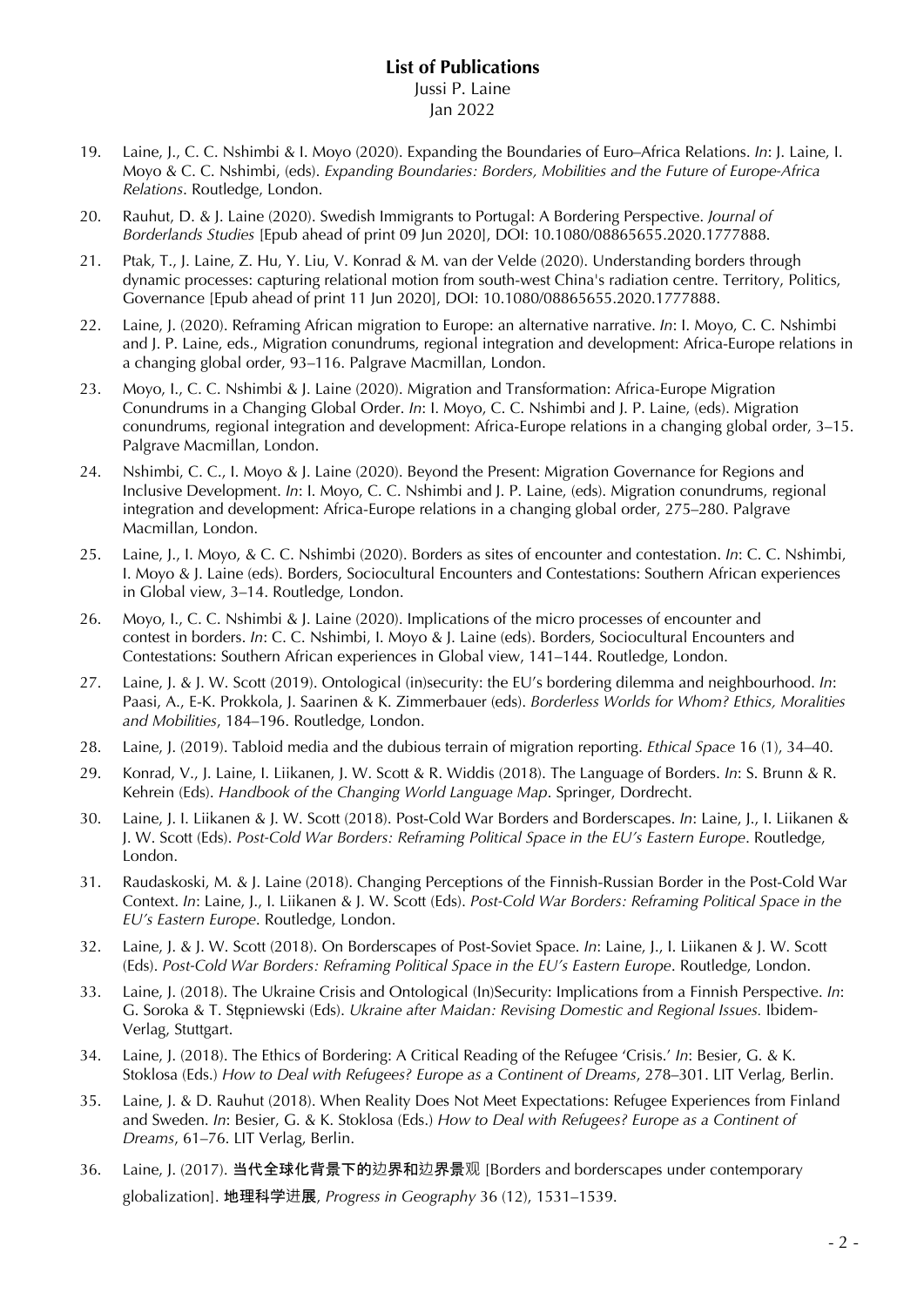## List of Publications

Jussi P. Laine

Jan 2022

19. Laine, J., C. C. Nshimbi & I. Moyo (2020). Expanding the Boundaries of Euro–Africa Relations. *In*: J. Laine, I. Moyo & C. C. Nshimbi, (eds). *Expanding Boundaries: Borders, Mobilities and the Future of Europe-Africa Relations*. Routledge, London.
20. Rauhut, D. & J. Laine (2020). Swedish Immigrants to Portugal: A Bordering Perspective. *Journal of Borderlands Studies* [Epub ahead of print 09 Jun 2020], DOI: 10.1080/08865655.2020.1777888.
21. Ptak, T., J. Laine, Z. Hu, Y. Liu, V. Konrad & M. van der Velde (2020). Understanding borders through dynamic processes: capturing relational motion from south-west China's radiation centre. Territory, Politics, Governance [Epub ahead of print 11 Jun 2020], DOI: 10.1080/08865655.2020.1777888.
22. Laine, J. (2020). Reframing African migration to Europe: an alternative narrative. *In*: I. Moyo, C. C. Nshimbi and J. P. Laine, eds., Migration conundrums, regional integration and development: Africa-Europe relations in a changing global order, 93–116. Palgrave Macmillan, London.
23. Moyo, I., C. C. Nshimbi & J. Laine (2020). Migration and Transformation: Africa-Europe Migration Conundrums in a Changing Global Order. *In*: I. Moyo, C. C. Nshimbi and J. P. Laine, (eds). Migration conundrums, regional integration and development: Africa-Europe relations in a changing global order, 3–15. Palgrave Macmillan, London.
24. Nshimbi, C. C., I. Moyo & J. Laine (2020). Beyond the Present: Migration Governance for Regions and Inclusive Development. *In*: I. Moyo, C. C. Nshimbi and J. P. Laine, (eds). Migration conundrums, regional integration and development: Africa-Europe relations in a changing global order, 275–280. Palgrave Macmillan, London.
25. Laine, J., I. Moyo, & C. C. Nshimbi (2020). Borders as sites of encounter and contestation. *In*: C. C. Nshimbi, I. Moyo & J. Laine (eds). Borders, Sociocultural Encounters and Contestations: Southern African experiences in Global view, 3–14. Routledge, London.
26. Moyo, I., C. C. Nshimbi & J. Laine (2020). Implications of the micro processes of encounter and contest in borders. *In*: C. C. Nshimbi, I. Moyo & J. Laine (eds). Borders, Sociocultural Encounters and Contestations: Southern African experiences in Global view, 141–144. Routledge, London.
27. Laine, J. & J. W. Scott (2019). Ontological (in)security: the EU's bordering dilemma and neighbourhood. *In*: Paasi, A., E-K. Prokkola, J. Saarinen & K. Zimmerbauer (eds). *Borderless Worlds for Whom? Ethics, Moralities and Mobilities*, 184–196. Routledge, London.
28. Laine, J. (2019). Tabloid media and the dubious terrain of migration reporting. *Ethical Space* 16 (1), 34–40.
29. Konrad, V., J. Laine, I. Liikanen, J. W. Scott & R. Widdis (2018). The Language of Borders. *In*: S. Brunn & R. Kehrein (Eds). *Handbook of the Changing World Language Map*. Springer, Dordrecht.
30. Laine, J. I. Liikanen & J. W. Scott (2018). Post-Cold War Borders and Borderscapes. *In*: Laine, J., I. Liikanen & J. W. Scott (Eds). *Post-Cold War Borders: Reframing Political Space in the EU's Eastern Europe*. Routledge, London.
31. Raudaskoski, M. & J. Laine (2018). Changing Perceptions of the Finnish-Russian Border in the Post-Cold War Context. *In*: Laine, J., I. Liikanen & J. W. Scott (Eds). *Post-Cold War Borders: Reframing Political Space in the EU's Eastern Europe*. Routledge, London.
32. Laine, J. & J. W. Scott (2018). On Borderscapes of Post-Soviet Space. *In*: Laine, J., I. Liikanen & J. W. Scott (Eds). *Post-Cold War Borders: Reframing Political Space in the EU's Eastern Europe*. Routledge, London.
33. Laine, J. (2018). The Ukraine Crisis and Ontological (In)Security: Implications from a Finnish Perspective. *In*: G. Soroka & T. Stępniewski (Eds). *Ukraine after Maidan: Revising Domestic and Regional Issues.* Ibidem-Verlag, Stuttgart.
34. Laine, J. (2018). The Ethics of Bordering: A Critical Reading of the Refugee 'Crisis.' *In*: Besier, G. & K. Stoklosa (Eds.) *How to Deal with Refugees? Europe as a Continent of Dreams*, 278–301. LIT Verlag, Berlin.
35. Laine, J. & D. Rauhut (2018). When Reality Does Not Meet Expectations: Refugee Experiences from Finland and Sweden. *In*: Besier, G. & K. Stoklosa (Eds.) *How to Deal with Refugees? Europe as a Continent of Dreams*, 61–76. LIT Verlag, Berlin.
36. Laine, J. (2017). **当代全球化背景下的边界和边界景观** [Borders and borderscapes under contemporary globalization]. **地理科学进展**, *Progress in Geography* 36 (12), 1531–1539.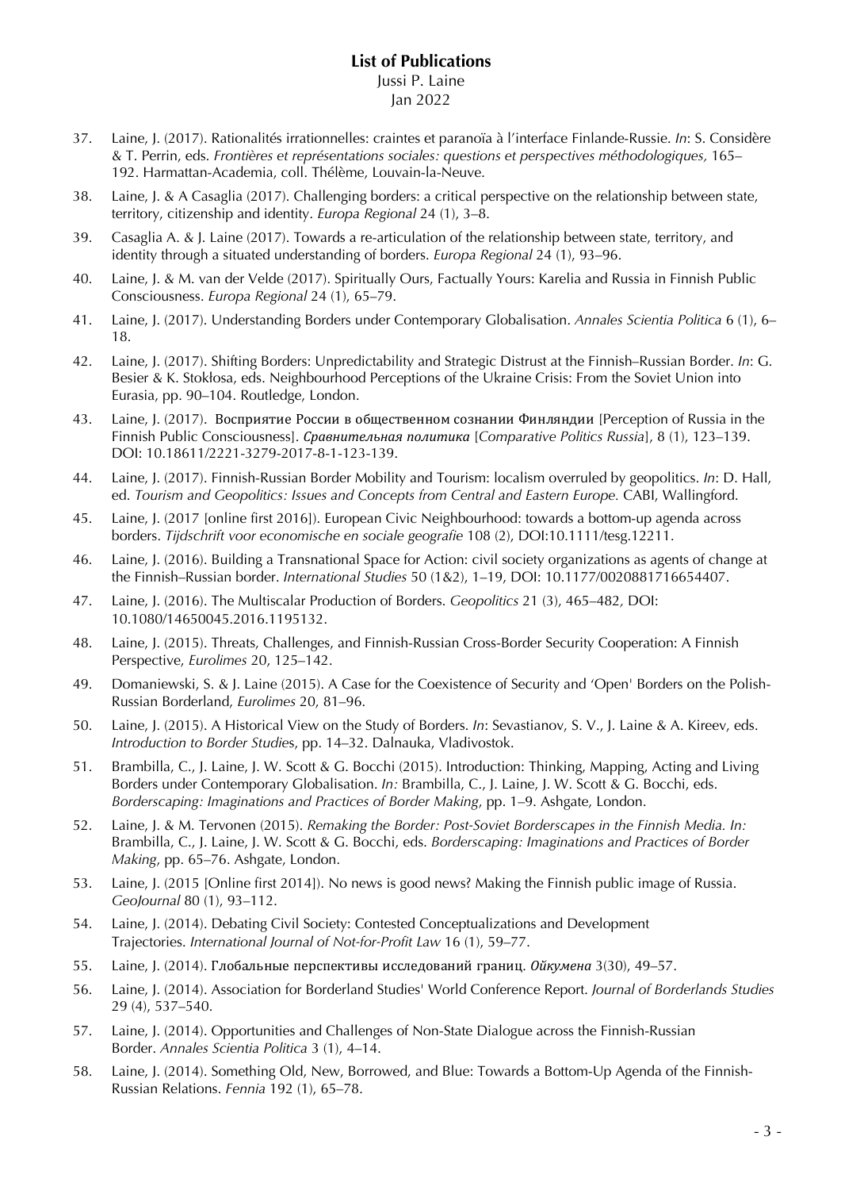**List of Publications**
Jussi P. Laine
Jan 2022

37. Laine, J. (2017). Rationalités irrationnelles: craintes et paranoïa à l'interface Finlande-Russie. *In*: S. Considère & T. Perrin, eds. *Frontières et représentations sociales: questions et perspectives méthodologiques,* 165–192. Harmattan-Academia, coll. Thélème, Louvain-la-Neuve.
38. Laine, J. & A Casaglia (2017). Challenging borders: a critical perspective on the relationship between state, territory, citizenship and identity. *Europa Regional* 24 (1), 3–8.
39. Casaglia A. & J. Laine (2017). Towards a re-articulation of the relationship between state, territory, and identity through a situated understanding of borders. *Europa Regional* 24 (1), 93–96.
40. Laine, J. & M. van der Velde (2017). Spiritually Ours, Factually Yours: Karelia and Russia in Finnish Public Consciousness. *Europa Regional* 24 (1), 65–79.
41. Laine, J. (2017). Understanding Borders under Contemporary Globalisation. *Annales Scientia Politica* 6 (1), 6–18.
42. Laine, J. (2017). Shifting Borders: Unpredictability and Strategic Distrust at the Finnish–Russian Border. *In*: G. Besier & K. Stokłosa, eds. Neighbourhood Perceptions of the Ukraine Crisis: From the Soviet Union into Eurasia, pp. 90–104. Routledge, London.
43. Laine, J. (2017). Восприятие России в общественном сознании Финляндии [Perception of Russia in the Finnish Public Consciousness]. *Сравнительная политика* [*Comparative Politics Russia*], 8 (1), 123–139. DOI: 10.18611/2221-3279-2017-8-1-123-139.
44. Laine, J. (2017). Finnish-Russian Border Mobility and Tourism: localism overruled by geopolitics. *In*: D. Hall, ed. *Tourism and Geopolitics: Issues and Concepts from Central and Eastern Europe.* CABI, Wallingford.
45. Laine, J. (2017 [online first 2016]). European Civic Neighbourhood: towards a bottom-up agenda across borders. *Tijdschrift voor economische en sociale geografie* 108 (2), DOI:10.1111/tesg.12211.
46. Laine, J. (2016). Building a Transnational Space for Action: civil society organizations as agents of change at the Finnish–Russian border. *International Studies* 50 (1&2), 1–19, DOI: 10.1177/0020881716654407.
47. Laine, J. (2016). The Multiscalar Production of Borders. *Geopolitics* 21 (3), 465–482, DOI: 10.1080/14650045.2016.1195132.
48. Laine, J. (2015). Threats, Challenges, and Finnish-Russian Cross-Border Security Cooperation: A Finnish Perspective, *Eurolimes* 20, 125–142.
49. Domaniewski, S. & J. Laine (2015). A Case for the Coexistence of Security and 'Open' Borders on the Polish-Russian Borderland, *Eurolimes* 20, 81–96.
50. Laine, J. (2015). A Historical View on the Study of Borders. *In*: Sevastianov, S. V., J. Laine & A. Kireev, eds. *Introduction to Border Studies*, pp. 14–32. Dalnauka, Vladivostok.
51. Brambilla, C., J. Laine, J. W. Scott & G. Bocchi (2015). Introduction: Thinking, Mapping, Acting and Living Borders under Contemporary Globalisation. *In:* Brambilla, C., J. Laine, J. W. Scott & G. Bocchi, eds. *Borderscaping: Imaginations and Practices of Border Making*, pp. 1–9. Ashgate, London.
52. Laine, J. & M. Tervonen (2015). *Remaking the Border: Post-Soviet Borderscapes in the Finnish Media. In:* Brambilla, C., J. Laine, J. W. Scott & G. Bocchi, eds. *Borderscaping: Imaginations and Practices of Border Making*, pp. 65–76. Ashgate, London.
53. Laine, J. (2015 [Online first 2014]). No news is good news? Making the Finnish public image of Russia. *GeoJournal* 80 (1), 93–112.
54. Laine, J. (2014). Debating Civil Society: Contested Conceptualizations and Development Trajectories. *International Journal of Not-for-Profit Law* 16 (1), 59–77.
55. Laine, J. (2014). Глобальные перспективы исследований границ. *Ойкумена* 3(30), 49–57.
56. Laine, J. (2014). Association for Borderland Studies' World Conference Report. *Journal of Borderlands Studies* 29 (4), 537–540.
57. Laine, J. (2014). Opportunities and Challenges of Non-State Dialogue across the Finnish-Russian Border. *Annales Scientia Politica* 3 (1), 4–14.
58. Laine, J. (2014). Something Old, New, Borrowed, and Blue: Towards a Bottom-Up Agenda of the Finnish-Russian Relations. *Fennia* 192 (1), 65–78.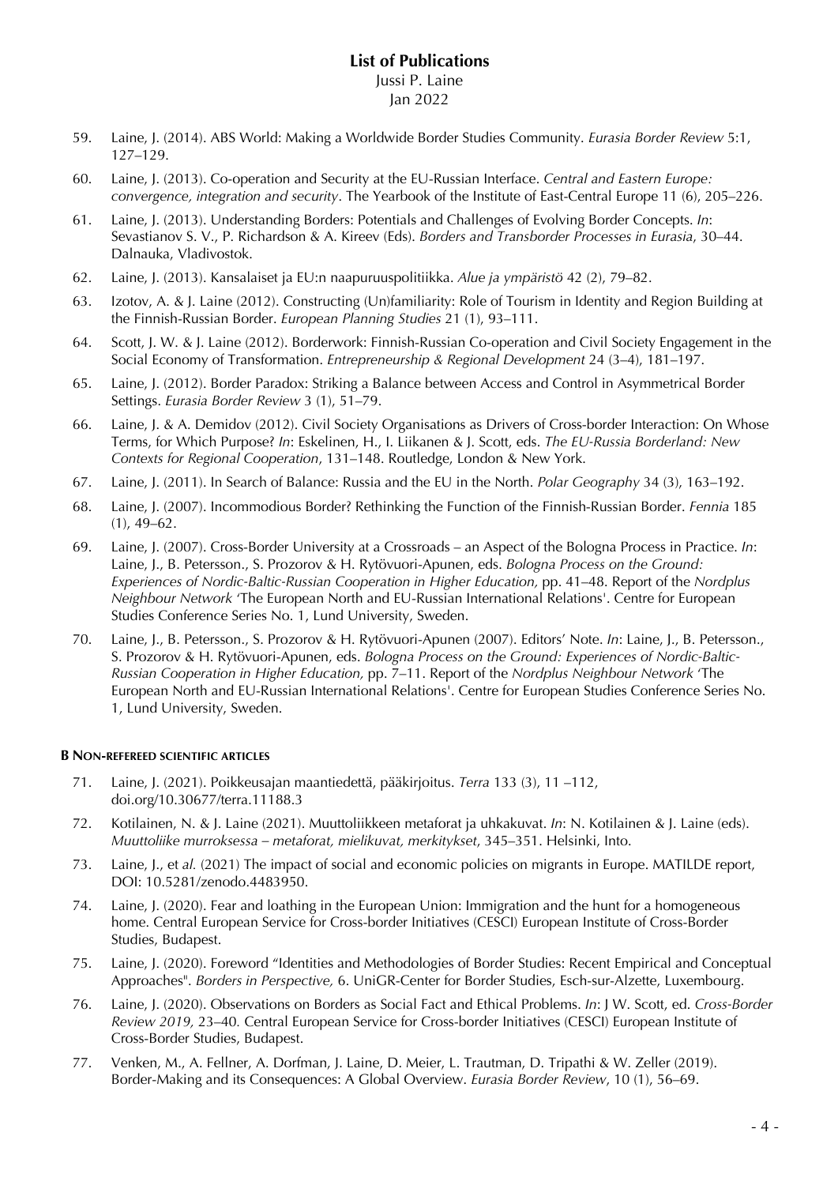# List of Publications

Jussi P. Laine
Jan 2022

59. Laine, J. (2014). ABS World: Making a Worldwide Border Studies Community. *Eurasia Border Review* 5:1, 127–129.
60. Laine, J. (2013). Co-operation and Security at the EU-Russian Interface. *Central and Eastern Europe: convergence, integration and security*. The Yearbook of the Institute of East-Central Europe 11 (6), 205–226.
61. Laine, J. (2013). Understanding Borders: Potentials and Challenges of Evolving Border Concepts. *In*: Sevastianov S. V., P. Richardson & A. Kireev (Eds). *Borders and Transborder Processes in Eurasia*, 30–44. Dalnauka, Vladivostok.
62. Laine, J. (2013). Kansalaiset ja EU:n naapuruuspolitiikka. *Alue ja ympäristö* 42 (2), 79–82.
63. Izotov, A. & J. Laine (2012). Constructing (Un)familiarity: Role of Tourism in Identity and Region Building at the Finnish-Russian Border. *European Planning Studies* 21 (1), 93–111.
64. Scott, J. W. & J. Laine (2012). Borderwork: Finnish-Russian Co-operation and Civil Society Engagement in the Social Economy of Transformation. *Entrepreneurship & Regional Development* 24 (3–4), 181–197.
65. Laine, J. (2012). Border Paradox: Striking a Balance between Access and Control in Asymmetrical Border Settings. *Eurasia Border Review* 3 (1), 51–79.
66. Laine, J. & A. Demidov (2012). Civil Society Organisations as Drivers of Cross-border Interaction: On Whose Terms, for Which Purpose? *In*: Eskelinen, H., I. Liikanen & J. Scott, eds. *The EU-Russia Borderland: New Contexts for Regional Cooperation*, 131–148. Routledge, London & New York.
67. Laine, J. (2011). In Search of Balance: Russia and the EU in the North. *Polar Geography* 34 (3), 163–192.
68. Laine, J. (2007). Incommodious Border? Rethinking the Function of the Finnish-Russian Border. *Fennia* 185 (1), 49–62.
69. Laine, J. (2007). Cross-Border University at a Crossroads – an Aspect of the Bologna Process in Practice. *In*: Laine, J., B. Petersson., S. Prozorov & H. Rytövuori-Apunen, eds. *Bologna Process on the Ground: Experiences of Nordic-Baltic-Russian Cooperation in Higher Education,* pp. 41–48. Report of the *Nordplus Neighbour Network* 'The European North and EU-Russian International Relations'. Centre for European Studies Conference Series No. 1, Lund University, Sweden.
70. Laine, J., B. Petersson., S. Prozorov & H. Rytövuori-Apunen (2007). Editors' Note. *In*: Laine, J., B. Petersson., S. Prozorov & H. Rytövuori-Apunen, eds. *Bologna Process on the Ground: Experiences of Nordic-Baltic-Russian Cooperation in Higher Education,* pp. 7–11. Report of the *Nordplus Neighbour Network* 'The European North and EU-Russian International Relations'. Centre for European Studies Conference Series No. 1, Lund University, Sweden.

#### B Non-refereed scientific articles

71. Laine, J. (2021). Poikkeusajan maantiedettä, pääkirjoitus. *Terra* 133 (3), 11 –112, doi.org/10.30677/terra.11188.3
72. Kotilainen, N. & J. Laine (2021). Muuttoliikkeen metaforat ja uhkakuvat. *In*: N. Kotilainen & J. Laine (eds). *Muuttoliike murroksessa – metaforat, mielikuvat, merkitykset*, 345–351. Helsinki, Into.
73. Laine, J., et *al.* (2021) The impact of social and economic policies on migrants in Europe. MATILDE report, DOI: 10.5281/zenodo.4483950.
74. Laine, J. (2020). Fear and loathing in the European Union: Immigration and the hunt for a homogeneous home. Central European Service for Cross-border Initiatives (CESCI) European Institute of Cross-Border Studies, Budapest.
75. Laine, J. (2020). Foreword "Identities and Methodologies of Border Studies: Recent Empirical and Conceptual Approaches". *Borders in Perspective,* 6. UniGR-Center for Border Studies, Esch-sur-Alzette, Luxembourg.
76. Laine, J. (2020). Observations on Borders as Social Fact and Ethical Problems. *In*: J W. Scott, ed. *Cross-Border Review 2019,* 23–40*.* Central European Service for Cross-border Initiatives (CESCI) European Institute of Cross-Border Studies, Budapest.
77. Venken, M., A. Fellner, A. Dorfman, J. Laine, D. Meier, L. Trautman, D. Tripathi & W. Zeller (2019). Border-Making and its Consequences: A Global Overview. *Eurasia Border Review*, 10 (1), 56–69.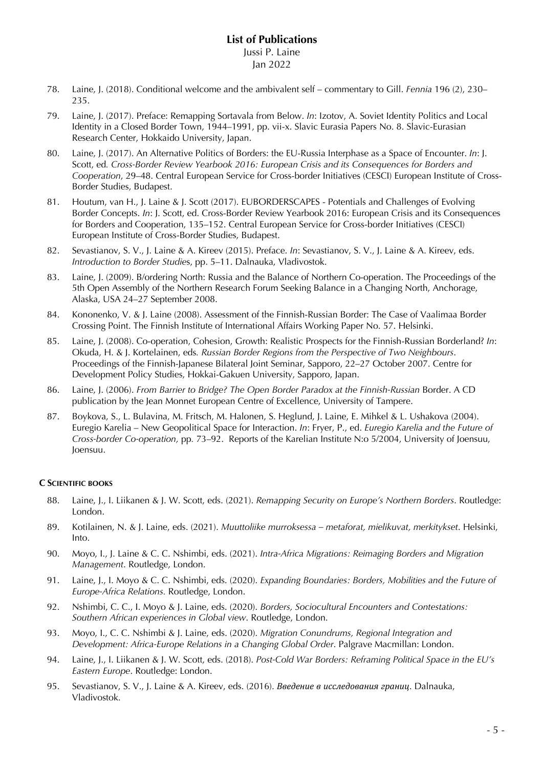# List of Publications

Jussi P. Laine

Jan 2022

78. Laine, J. (2018). Conditional welcome and the ambivalent self – commentary to Gill. *Fennia* 196 (2), 230–235.
79. Laine, J. (2017). Preface: Remapping Sortavala from Below. *In*: Izotov, A. Soviet Identity Politics and Local Identity in a Closed Border Town, 1944–1991, pp. vii-x. Slavic Eurasia Papers No. 8. Slavic-Eurasian Research Center, Hokkaido University, Japan.
80. Laine, J. (2017). An Alternative Politics of Borders: the EU-Russia Interphase as a Space of Encounter. *In*: J. Scott, ed. *Cross-Border Review Yearbook 2016: European Crisis and its Consequences for Borders and Cooperation*, 29–48. Central European Service for Cross-border Initiatives (CESCI) European Institute of Cross-Border Studies, Budapest.
81. Houtum, van H., J. Laine & J. Scott (2017). EUBORDERSCAPES - Potentials and Challenges of Evolving Border Concepts. *In*: J. Scott, ed. Cross-Border Review Yearbook 2016: European Crisis and its Consequences for Borders and Cooperation, 135–152. Central European Service for Cross-border Initiatives (CESCI) European Institute of Cross-Border Studies, Budapest.
82. Sevastianov, S. V., J. Laine & A. Kireev (2015). Preface. *In*: Sevastianov, S. V., J. Laine & A. Kireev, eds. *Introduction to Border Studies*, pp. 5–11. Dalnauka, Vladivostok.
83. Laine, J. (2009). B/ordering North: Russia and the Balance of Northern Co-operation. The Proceedings of the 5th Open Assembly of the Northern Research Forum Seeking Balance in a Changing North, Anchorage, Alaska, USA 24–27 September 2008.
84. Kononenko, V. & J. Laine (2008). Assessment of the Finnish-Russian Border: The Case of Vaalimaa Border Crossing Point. The Finnish Institute of International Affairs Working Paper No. 57. Helsinki.
85. Laine, J. (2008). Co-operation, Cohesion, Growth: Realistic Prospects for the Finnish-Russian Borderland? *In*: Okuda, H. & J. Kortelainen, eds*. Russian Border Regions from the Perspective of Two Neighbours*. Proceedings of the Finnish-Japanese Bilateral Joint Seminar, Sapporo, 22–27 October 2007. Centre for Development Policy Studies, Hokkai-Gakuen University, Sapporo, Japan.
86. Laine, J. (2006). *From Barrier to Bridge? The Open Border Paradox at the Finnish-Russian* Border. A CD publication by the Jean Monnet European Centre of Excellence, University of Tampere.
87. Boykova, S., L. Bulavina, M. Fritsch, M. Halonen, S. Heglund, J. Laine, E. Mihkel & L. Ushakova (2004). Euregio Karelia – New Geopolitical Space for Interaction. *In*: Fryer, P., ed. *Euregio Karelia and the Future of Cross-border Co-operation,* pp. 73–92. Reports of the Karelian Institute N:o 5/2004, University of Joensuu, Joensuu.

#### C Scientific books

88. Laine, J., I. Liikanen & J. W. Scott, eds. (2021). *Remapping Security on Europe's Northern Borders*. Routledge: London.
89. Kotilainen, N. & J. Laine, eds. (2021). *Muuttoliike murroksessa – metaforat, mielikuvat, merkitykset*. Helsinki, Into.
90. Moyo, I., J. Laine & C. C. Nshimbi, eds. (2021). *Intra-Africa Migrations: Reimaging Borders and Migration Management*. Routledge, London.
91. Laine, J., I. Moyo & C. C. Nshimbi, eds. (2020). *Expanding Boundaries: Borders, Mobilities and the Future of Europe-Africa Relations*. Routledge, London.
92. Nshimbi, C. C., I. Moyo & J. Laine, eds. (2020). *Borders, Sociocultural Encounters and Contestations: Southern African experiences in Global view*. Routledge, London.
93. Moyo, I., C. C. Nshimbi & J. Laine, eds. (2020). *Migration Conundrums, Regional Integration and Development: Africa-Europe Relations in a Changing Global Order*. Palgrave Macmillan: London.
94. Laine, J., I. Liikanen & J. W. Scott, eds. (2018). *Post-Cold War Borders: Reframing Political Space in the EU's Eastern Europe*. Routledge: London.
95. Sevastianov, S. V., J. Laine & A. Kireev, eds. (2016). *Введение в исследования границ*. Dalnauka, Vladivostok.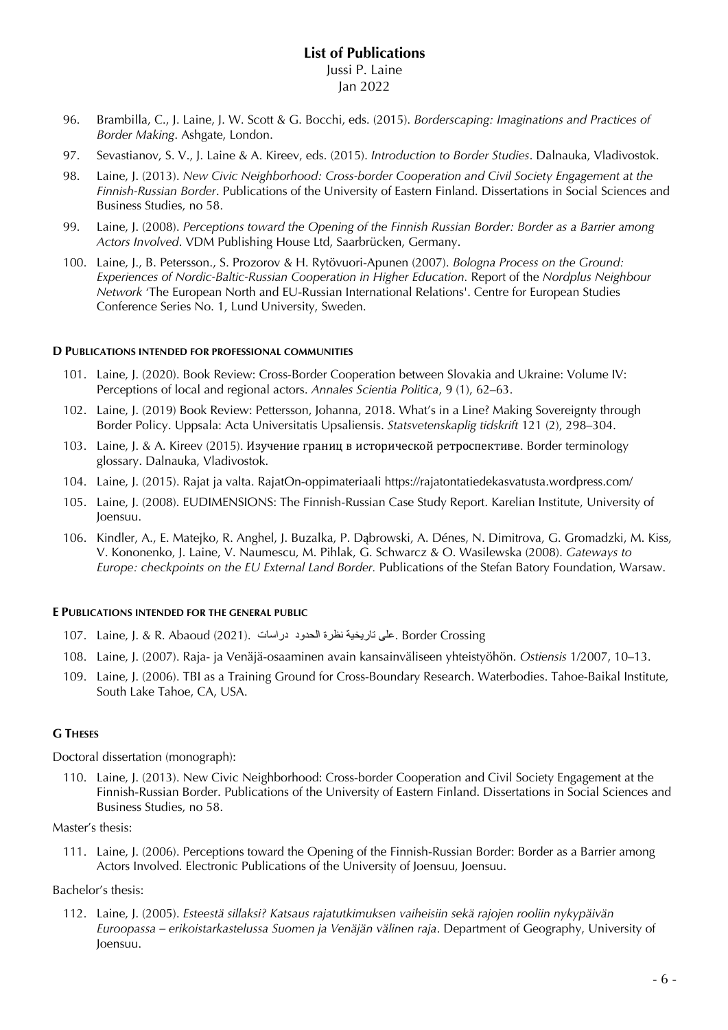# List of Publications

Jussi P. Laine

Jan 2022

96. Brambilla, C., J. Laine, J. W. Scott & G. Bocchi, eds. (2015). *Borderscaping: Imaginations and Practices of Border Making*. Ashgate, London.
97. Sevastianov, S. V., J. Laine & A. Kireev, eds. (2015). *Introduction to Border Studies*. Dalnauka, Vladivostok.
98. Laine, J. (2013). *New Civic Neighborhood: Cross-border Cooperation and Civil Society Engagement at the Finnish-Russian Border*. Publications of the University of Eastern Finland. Dissertations in Social Sciences and Business Studies, no 58.
99. Laine, J. (2008). *Perceptions toward the Opening of the Finnish Russian Border: Border as a Barrier among Actors Involved*. VDM Publishing House Ltd, Saarbrücken, Germany.
100. Laine, J., B. Petersson., S. Prozorov & H. Rytövuori-Apunen (2007). *Bologna Process on the Ground: Experiences of Nordic-Baltic-Russian Cooperation in Higher Education.* Report of the *Nordplus Neighbour Network* 'The European North and EU-Russian International Relations'. Centre for European Studies Conference Series No. 1, Lund University, Sweden.

#### D Publications intended for professional communities

101. Laine, J. (2020). Book Review: Cross-Border Cooperation between Slovakia and Ukraine: Volume IV: Perceptions of local and regional actors. *Annales Scientia Politica*, 9 (1), 62–63.
102. Laine, J. (2019) Book Review: Pettersson, Johanna, 2018. What's in a Line? Making Sovereignty through Border Policy. Uppsala: Acta Universitatis Upsaliensis. *Statsvetenskaplig tidskrift* 121 (2), 298–304.
103. Laine, J. & A. Kireev (2015). Изучение границ в исторической ретроспективе. Border terminology glossary. Dalnauka, Vladivostok.
104. Laine, J. (2015). Rajat ja valta. RajatOn-oppimateriaali https://rajatontatiedekasvatusta.wordpress.com/
105. Laine, J. (2008). EUDIMENSIONS: The Finnish-Russian Case Study Report. Karelian Institute, University of Joensuu.
106. Kindler, A., E. Matejko, R. Anghel, J. Buzalka, P. Dąbrowski, A. Dénes, N. Dimitrova, G. Gromadzki, M. Kiss, V. Kononenko, J. Laine, V. Naumescu, M. Pihlak, G. Schwarcz & O. Wasilewska (2008). *Gateways to Europe: checkpoints on the EU External Land Border.* Publications of the Stefan Batory Foundation, Warsaw.

#### E Publications intended for the general public

107. Laine, J. & R. Abaoud (2021). دراسات الحدود نظرة تاريخية على. Border Crossing
108. Laine, J. (2007). Raja- ja Venäjä-osaaminen avain kansainväliseen yhteistyöhön. *Ostiensis* 1/2007, 10–13.
109. Laine, J. (2006). TBI as a Training Ground for Cross-Boundary Research. Waterbodies. Tahoe-Baikal Institute, South Lake Tahoe, CA, USA.

#### G Theses

Doctoral dissertation (monograph):

110. Laine, J. (2013). New Civic Neighborhood: Cross-border Cooperation and Civil Society Engagement at the Finnish-Russian Border. Publications of the University of Eastern Finland. Dissertations in Social Sciences and Business Studies, no 58.

Master's thesis:

111. Laine, J. (2006). Perceptions toward the Opening of the Finnish-Russian Border: Border as a Barrier among Actors Involved. Electronic Publications of the University of Joensuu, Joensuu.

Bachelor's thesis:

112. Laine, J. (2005). *Esteestä sillaksi? Katsaus rajatutkimuksen vaiheisiin sekä rajojen rooliin nykypäivän Euroopassa – erikoistarkastelussa Suomen ja Venäjän välinen raja*. Department of Geography, University of Joensuu.